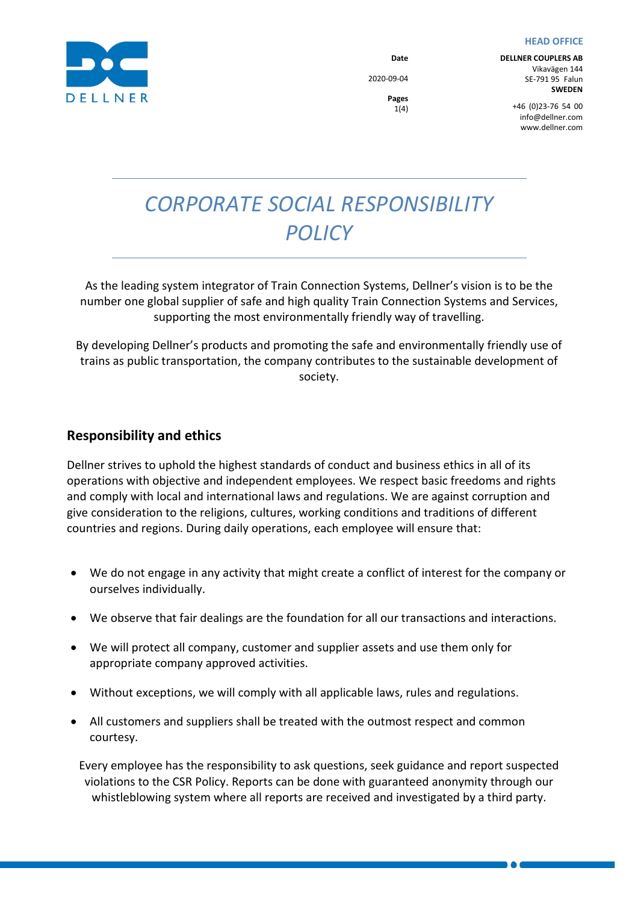DELLNER

**Date**

2020-09-04

**HEAD OFFICE**

**DELLNER COUPLERS AB**
Vikavägen 144
SE-791 95 Falun
**SWEDEN**

+46 (0)23-76 54 00
info@dellner.com
www.dellner.com

# *CORPORATE SOCIAL RESPONSIBILITY POLICY*

As the leading system integrator of Train Connection Systems, Dellner's vision is to be the number one global supplier of safe and high quality Train Connection Systems and Services, supporting the most environmentally friendly way of travelling.

By developing Dellner's products and promoting the safe and environmentally friendly use of trains as public transportation, the company contributes to the sustainable development of society.

## Responsibility and ethics

Dellner strives to uphold the highest standards of conduct and business ethics in all of its operations with objective and independent employees. We respect basic freedoms and rights and comply with local and international laws and regulations. We are against corruption and give consideration to the religions, cultures, working conditions and traditions of different countries and regions. During daily operations, each employee will ensure that:

- We do not engage in any activity that might create a conflict of interest for the company or ourselves individually.
- We observe that fair dealings are the foundation for all our transactions and interactions.
- We will protect all company, customer and supplier assets and use them only for appropriate company approved activities.
- Without exceptions, we will comply with all applicable laws, rules and regulations.
- All customers and suppliers shall be treated with the outmost respect and common courtesy.

Every employee has the responsibility to ask questions, seek guidance and report suspected violations to the CSR Policy. Reports can be done with guaranteed anonymity through our whistleblowing system where all reports are received and investigated by a third party.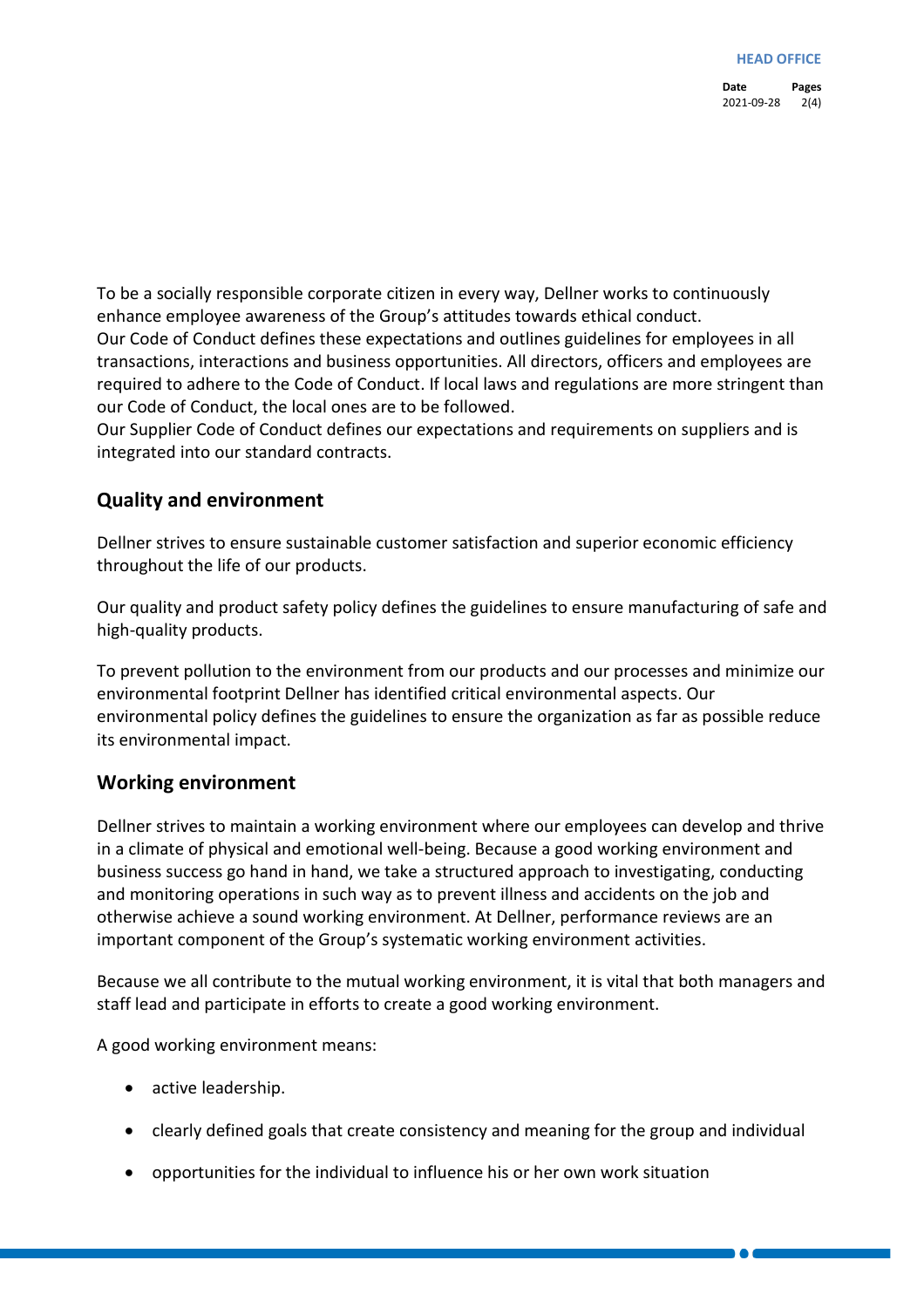To be a socially responsible corporate citizen in every way, Dellner works to continuously enhance employee awareness of the Group's attitudes towards ethical conduct.
Our Code of Conduct defines these expectations and outlines guidelines for employees in all transactions, interactions and business opportunities. All directors, officers and employees are required to adhere to the Code of Conduct. If local laws and regulations are more stringent than our Code of Conduct, the local ones are to be followed.
Our Supplier Code of Conduct defines our expectations and requirements on suppliers and is integrated into our standard contracts.

## Quality and environment

Dellner strives to ensure sustainable customer satisfaction and superior economic efficiency throughout the life of our products.

Our quality and product safety policy defines the guidelines to ensure manufacturing of safe and high-quality products.

To prevent pollution to the environment from our products and our processes and minimize our environmental footprint Dellner has identified critical environmental aspects. Our environmental policy defines the guidelines to ensure the organization as far as possible reduce its environmental impact.

## Working environment

Dellner strives to maintain a working environment where our employees can develop and thrive in a climate of physical and emotional well-being. Because a good working environment and business success go hand in hand, we take a structured approach to investigating, conducting and monitoring operations in such way as to prevent illness and accidents on the job and otherwise achieve a sound working environment. At Dellner, performance reviews are an important component of the Group's systematic working environment activities.

Because we all contribute to the mutual working environment, it is vital that both managers and staff lead and participate in efforts to create a good working environment.

A good working environment means:

- active leadership.
- clearly defined goals that create consistency and meaning for the group and individual
- opportunities for the individual to influence his or her own work situation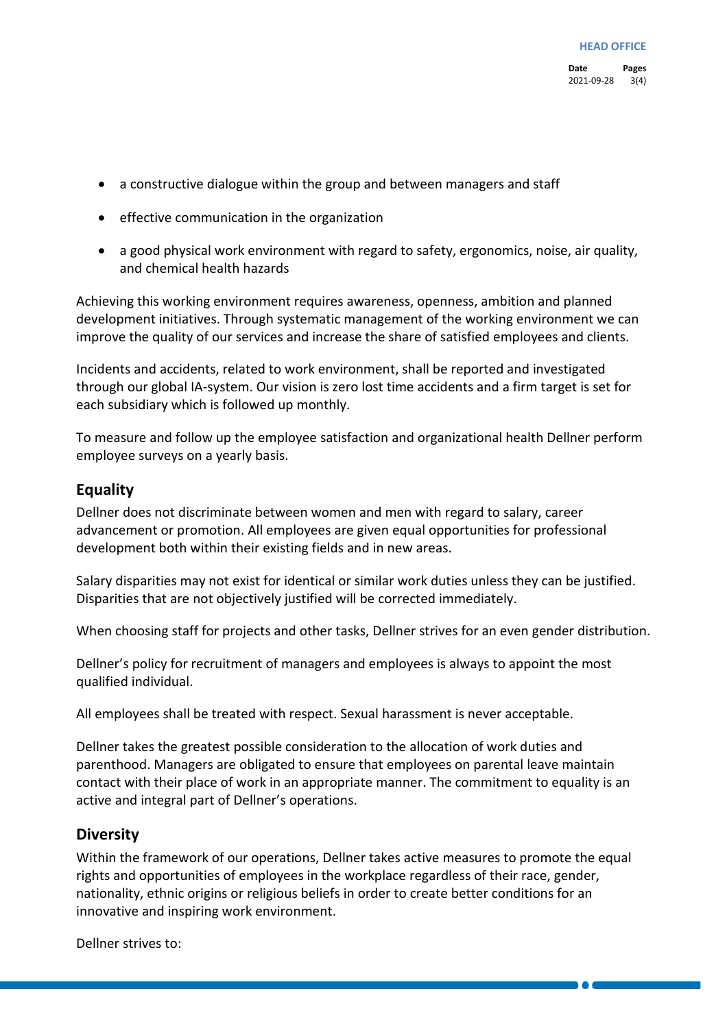- a constructive dialogue within the group and between managers and staff
- effective communication in the organization
- a good physical work environment with regard to safety, ergonomics, noise, air quality, and chemical health hazards

Achieving this working environment requires awareness, openness, ambition and planned development initiatives. Through systematic management of the working environment we can improve the quality of our services and increase the share of satisfied employees and clients.

Incidents and accidents, related to work environment, shall be reported and investigated through our global IA-system. Our vision is zero lost time accidents and a firm target is set for each subsidiary which is followed up monthly.

To measure and follow up the employee satisfaction and organizational health Dellner perform employee surveys on a yearly basis.

## Equality

Dellner does not discriminate between women and men with regard to salary, career advancement or promotion. All employees are given equal opportunities for professional development both within their existing fields and in new areas.

Salary disparities may not exist for identical or similar work duties unless they can be justified. Disparities that are not objectively justified will be corrected immediately.

When choosing staff for projects and other tasks, Dellner strives for an even gender distribution.

Dellner's policy for recruitment of managers and employees is always to appoint the most qualified individual.

All employees shall be treated with respect. Sexual harassment is never acceptable.

Dellner takes the greatest possible consideration to the allocation of work duties and parenthood. Managers are obligated to ensure that employees on parental leave maintain contact with their place of work in an appropriate manner. The commitment to equality is an active and integral part of Dellner's operations.

## Diversity

Within the framework of our operations, Dellner takes active measures to promote the equal rights and opportunities of employees in the workplace regardless of their race, gender, nationality, ethnic origins or religious beliefs in order to create better conditions for an innovative and inspiring work environment.

Dellner strives to: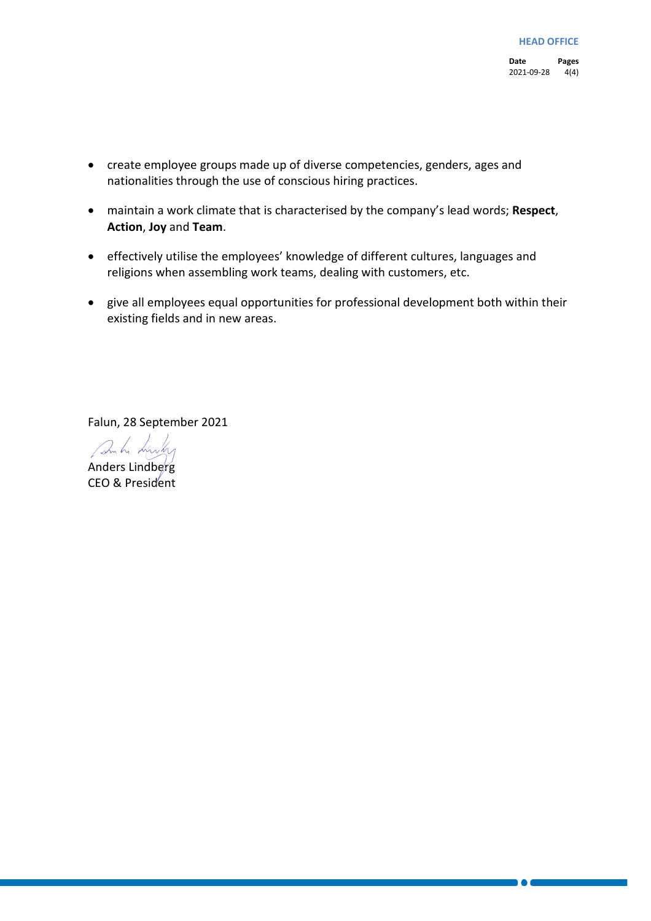- create employee groups made up of diverse competencies, genders, ages and nationalities through the use of conscious hiring practices.
- maintain a work climate that is characterised by the company's lead words; **Respect**, **Action**, **Joy** and **Team**.
- effectively utilise the employees' knowledge of different cultures, languages and religions when assembling work teams, dealing with customers, etc.
- give all employees equal opportunities for professional development both within their existing fields and in new areas.

Falun, 28 September 2021

Anders Lindberg
CEO & President